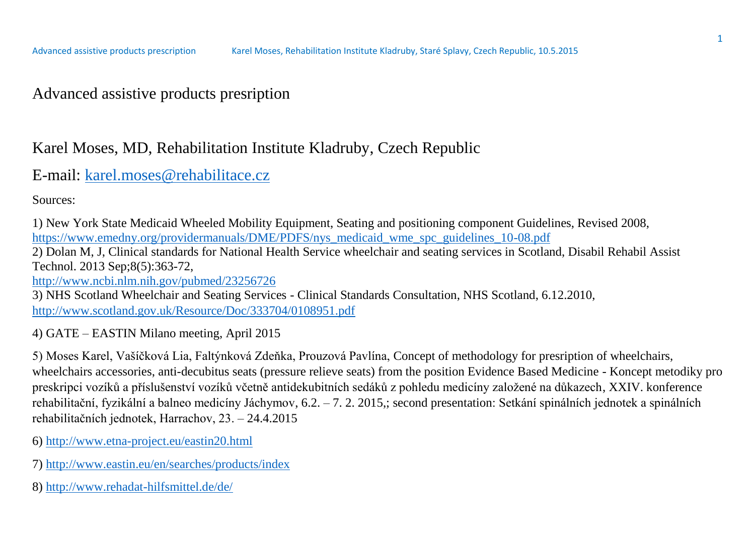# Advanced assistive products presription

## Karel Moses, MD, Rehabilitation Institute Kladruby, Czech Republic

## E-mail: [karel.moses@rehabilitace.cz](mailto:karel.moses@rehabilitace.cz)

Sources:

1) New York State Medicaid Wheeled Mobility Equipment, Seating and positioning component Guidelines, Revised 2008, https://www.emedny.org/providermanuals/DME/PDFS/nys_medicaid_wme_spc_guidelines_10-08.pdf
2) Dolan M, J, Clinical standards for National Health Service wheelchair and seating services in Scotland, Disabil Rehabil Assist Technol. 2013 Sep;8(5):363-72, http://www.ncbi.nlm.nih.gov/pubmed/23256726
3) NHS Scotland Wheelchair and Seating Services - Clinical Standards Consultation, NHS Scotland, 6.12.2010, http://www.scotland.gov.uk/Resource/Doc/333704/0108951.pdf

4) GATE – EASTIN Milano meeting, April 2015

5) Moses Karel, Vašíčková Lia, Faltýnková Zdeňka, Prouzová Pavlína, Concept of methodology for presription of wheelchairs, wheelchairs accessories, anti-decubitus seats (pressure relieve seats) from the position Evidence Based Medicine - Koncept metodiky pro preskripci vozíků a příslušenství vozíků včetně antidekubitních sedáků z pohledu medicíny založené na důkazech, XXIV. konference rehabilitační, fyzikální a balneo medicíny Jáchymov, 6.2. – 7. 2. 2015,; second presentation: Setkání spinálních jednotek a spinálních rehabilitačních jednotek, Harrachov, 23. – 24.4.2015

6) http://www.etna-project.eu/eastin20.html

7) http://www.eastin.eu/en/searches/products/index

8) http://www.rehadat-hilfsmittel.de/de/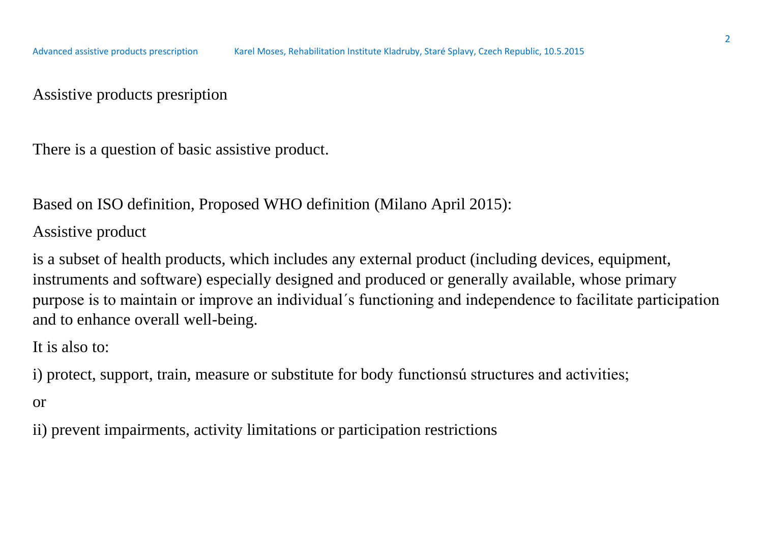Assistive products presription

There is a question of basic assistive product.

Based on ISO definition, Proposed WHO definition (Milano April 2015):

Assistive product

is a subset of health products, which includes any external product (including devices, equipment, instruments and software) especially designed and produced or generally available, whose primary purpose is to maintain or improve an individual´s functioning and independence to facilitate participation and to enhance overall well-being.

It is also to:

i) protect, support, train, measure or substitute for body functionsú structures and activities;

or

ii) prevent impairments, activity limitations or participation restrictions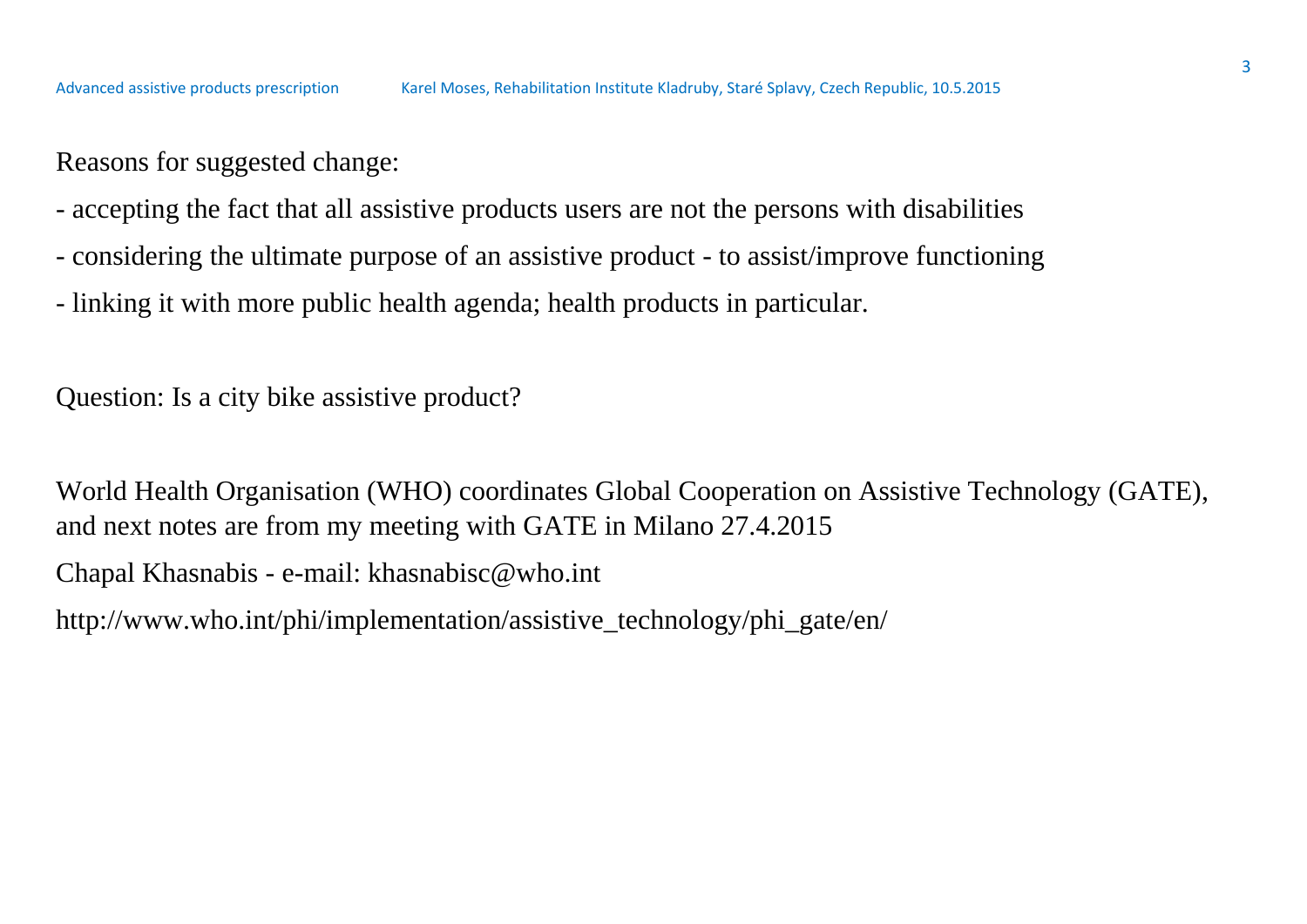Reasons for suggested change:

- accepting the fact that all assistive products users are not the persons with disabilities
- considering the ultimate purpose of an assistive product - to assist/improve functioning
- linking it with more public health agenda; health products in particular.

Question: Is a city bike assistive product?

World Health Organisation (WHO) coordinates Global Cooperation on Assistive Technology (GATE), and next notes are from my meeting with GATE in Milano 27.4.2015

Chapal Khasnabis - e-mail: khasnabisc@who.int

http://www.who.int/phi/implementation/assistive_technology/phi_gate/en/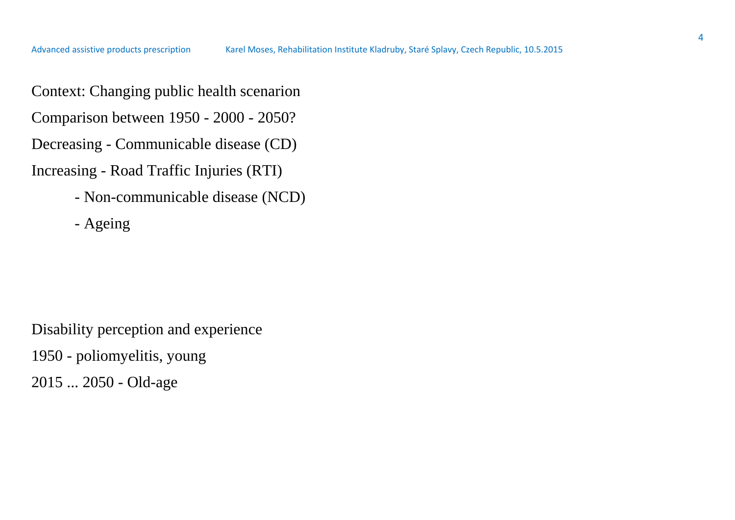Context: Changing public health scenario

Comparison between 1950 - 2000 - 2050?

Decreasing - Communicable disease (CD)

Increasing - Road Traffic Injuries (RTI)

- Non-communicable disease (NCD)
- Ageing

Disability perception and experience

1950 - poliomyelitis, young

2015 ... 2050 - Old-age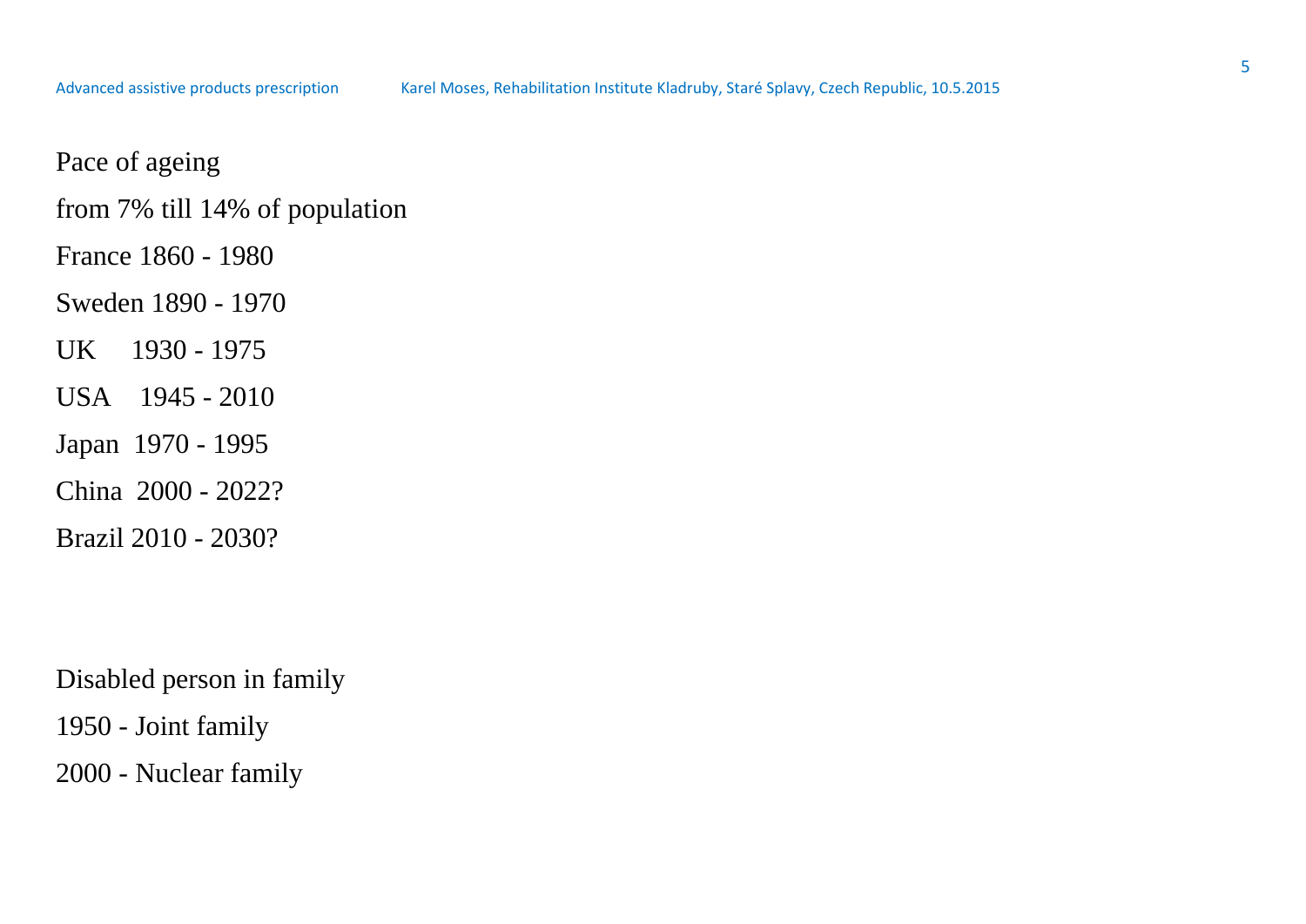Pace of ageing

from 7% till 14% of population

France 1860 - 1980

Sweden 1890 - 1970

UK 1930 - 1975

USA 1945 - 2010

Japan 1970 - 1995

China 2000 - 2022?

Brazil 2010 - 2030?

Disabled person in family

1950 - Joint family

2000 - Nuclear family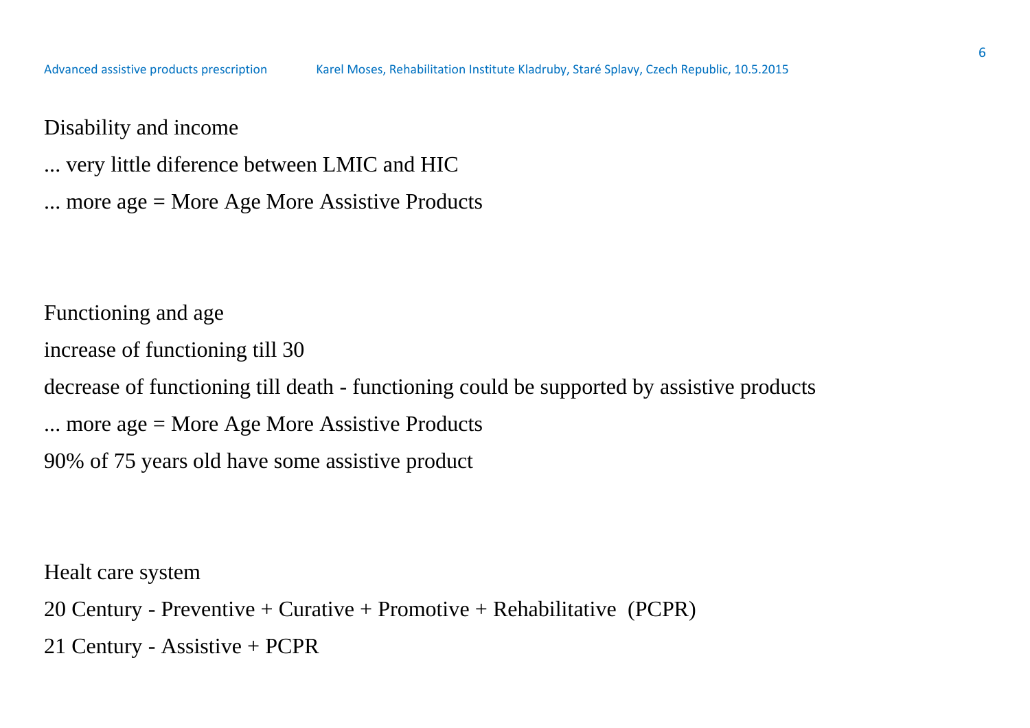Disability and income

... very little diference between LMIC and HIC

... more age = More Age More Assistive Products

Functioning and age

increase of functioning till 30

decrease of functioning till death - functioning could be supported by assistive products

... more age = More Age More Assistive Products

90% of 75 years old have some assistive product

Healt care system

20 Century - Preventive + Curative + Promotive + Rehabilitative (PCPR)

21 Century - Assistive + PCPR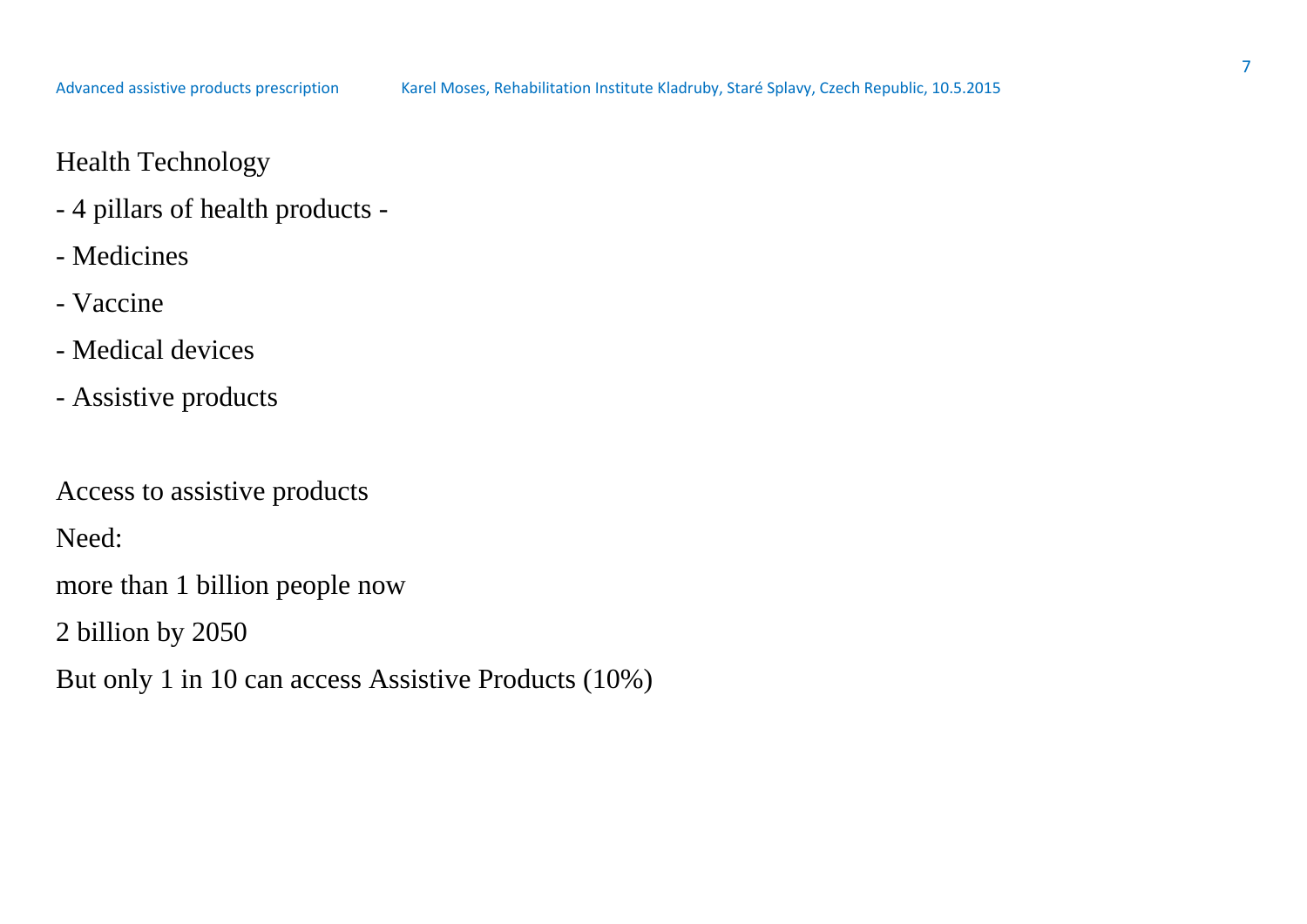Health Technology

- 4 pillars of health products -

- Medicines

- Vaccine

- Medical devices

- Assistive products

Access to assistive products

Need:

more than 1 billion people now

2 billion by 2050

But only 1 in 10 can access Assistive Products (10%)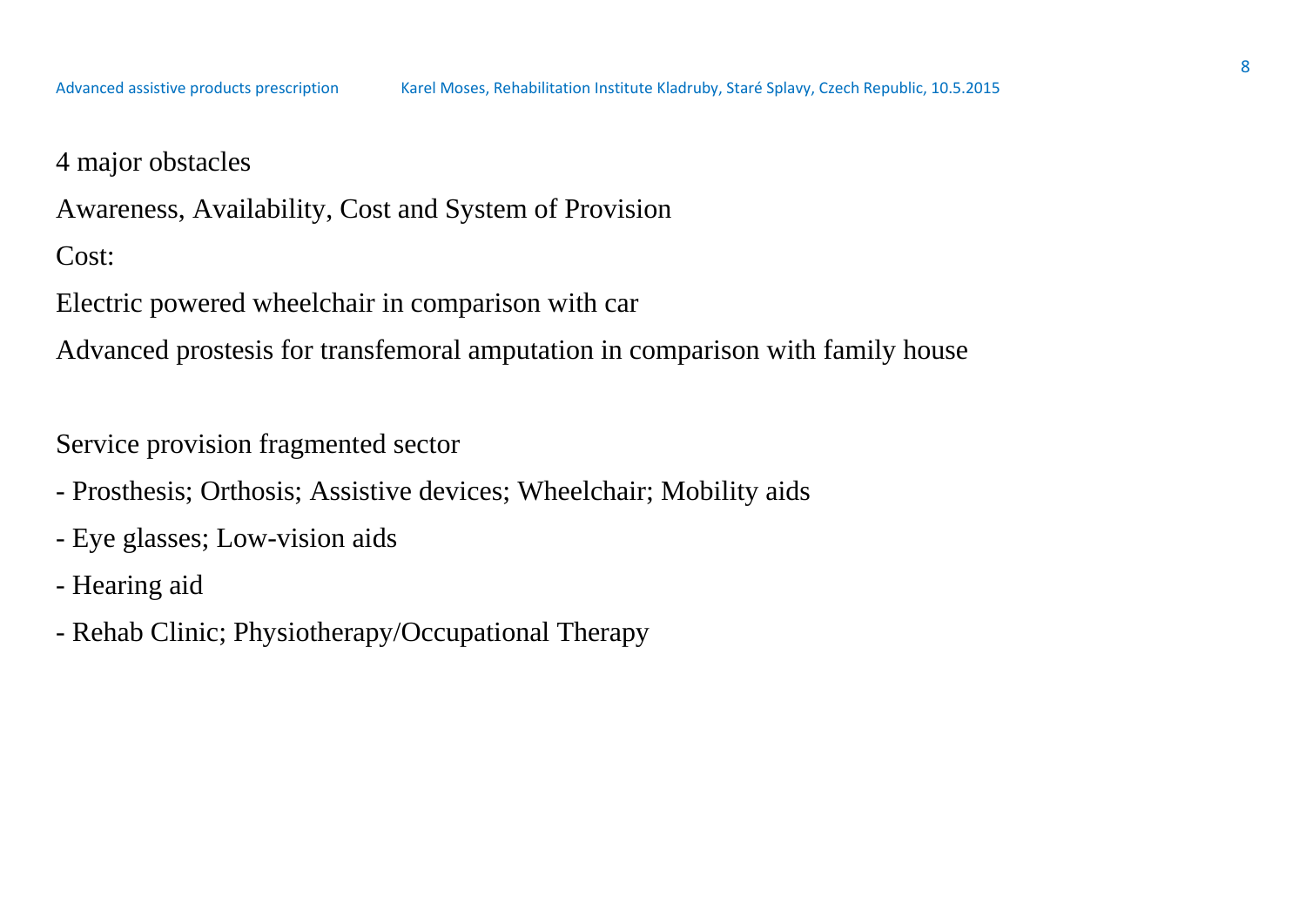4 major obstacles

Awareness, Availability, Cost and System of Provision

Cost:

Electric powered wheelchair in comparison with car

Advanced prostesis for transfemoral amputation in comparison with family house

Service provision fragmented sector

- Prosthesis; Orthosis; Assistive devices; Wheelchair; Mobility aids
- Eye glasses; Low-vision aids
- Hearing aid
- Rehab Clinic; Physiotherapy/Occupational Therapy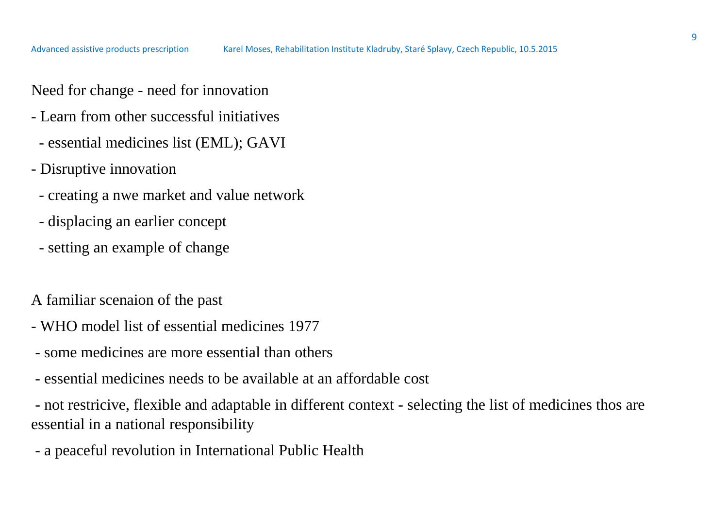Need for change - need for innovation

- Learn from other successful initiatives
  - essential medicines list (EML); GAVI
- Disruptive innovation
  - creating a nwe market and value network
  - displacing an earlier concept
  - setting an example of change

A familiar scenaion of the past

- WHO model list of essential medicines 1977
  - some medicines are more essential than others
  - essential medicines needs to be available at an affordable cost
  - not restricive, flexible and adaptable in different context - selecting the list of medicines thos are essential in a national responsibility
  - a peaceful revolution in International Public Health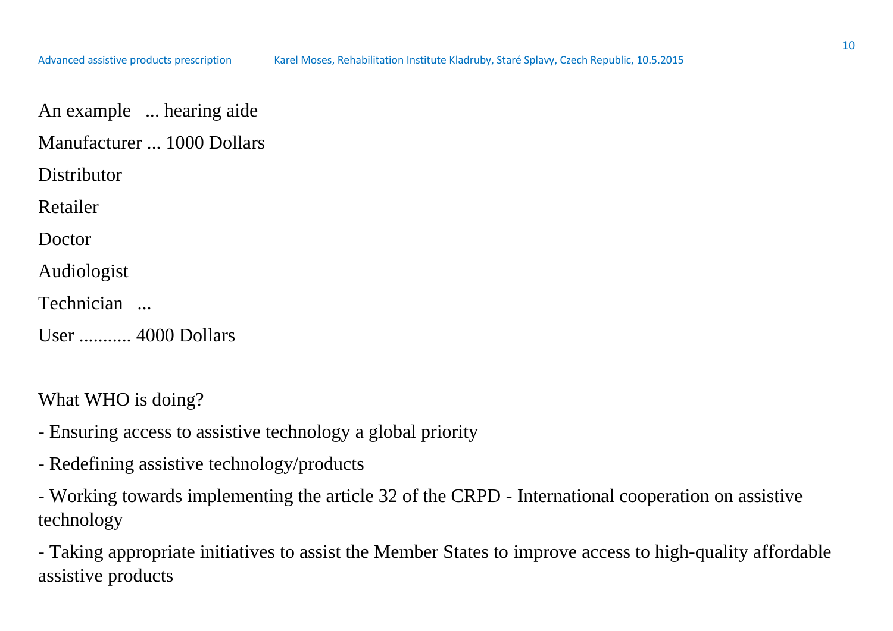An example ... hearing aide

Manufacturer ... 1000 Dollars

Distributor

Retailer

Doctor

Audiologist

Technician ...

User ........... 4000 Dollars

What WHO is doing?

- Ensuring access to assistive technology a global priority
- Redefining assistive technology/products
- Working towards implementing the article 32 of the CRPD - International cooperation on assistive technology
- Taking appropriate initiatives to assist the Member States to improve access to high-quality affordable assistive products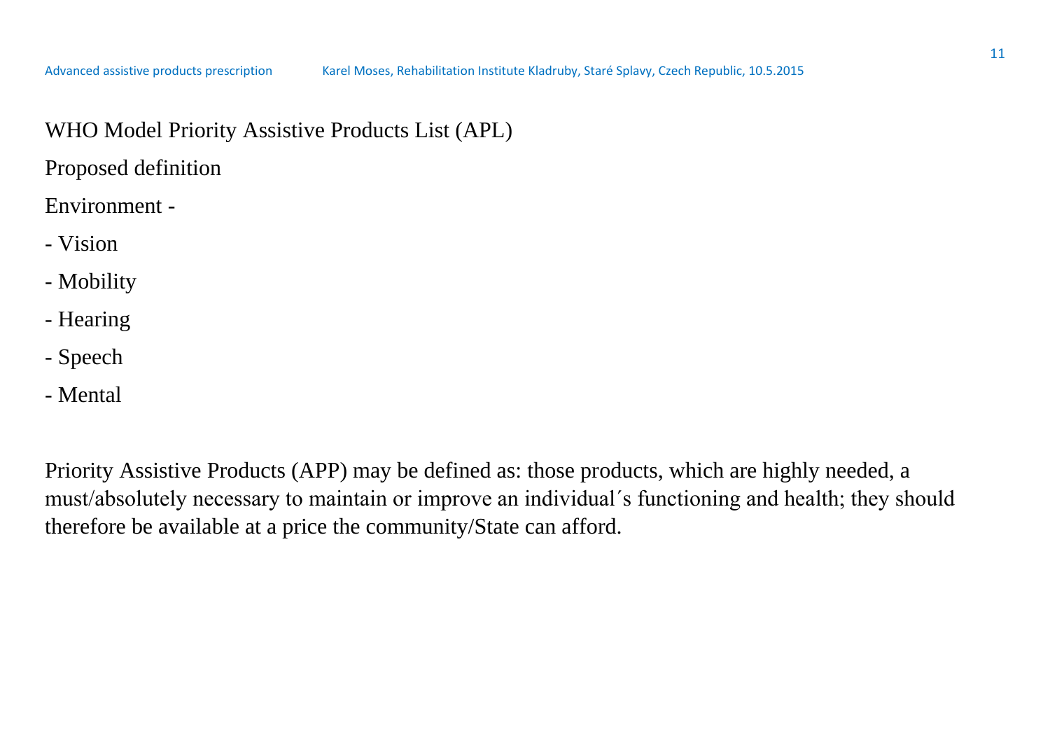WHO Model Priority Assistive Products List (APL)

Proposed definition

Environment -

- Vision
- Mobility
- Hearing
- Speech
- Mental

Priority Assistive Products (APP) may be defined as: those products, which are highly needed, a must/absolutely necessary to maintain or improve an individual´s functioning and health; they should therefore be available at a price the community/State can afford.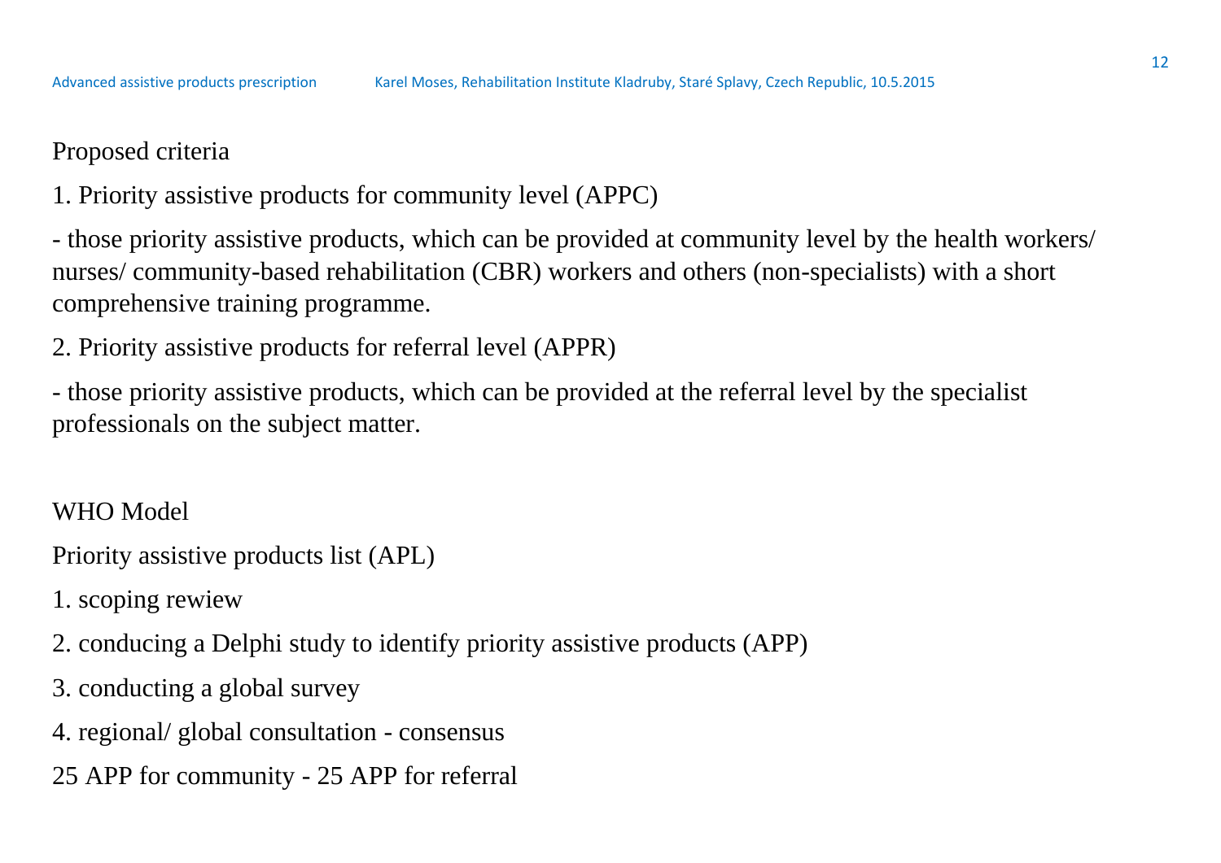Proposed criteria

1. Priority assistive products for community level (APPC)

- those priority assistive products, which can be provided at community level by the health workers/ nurses/ community-based rehabilitation (CBR) workers and others (non-specialists) with a short comprehensive training programme.

2. Priority assistive products for referral level (APPR)

- those priority assistive products, which can be provided at the referral level by the specialist professionals on the subject matter.

WHO Model

Priority assistive products list (APL)

1. scoping rewiew

2. conducing a Delphi study to identify priority assistive products (APP)

3. conducting a global survey

4. regional/ global consultation - consensus

25 APP for community - 25 APP for referral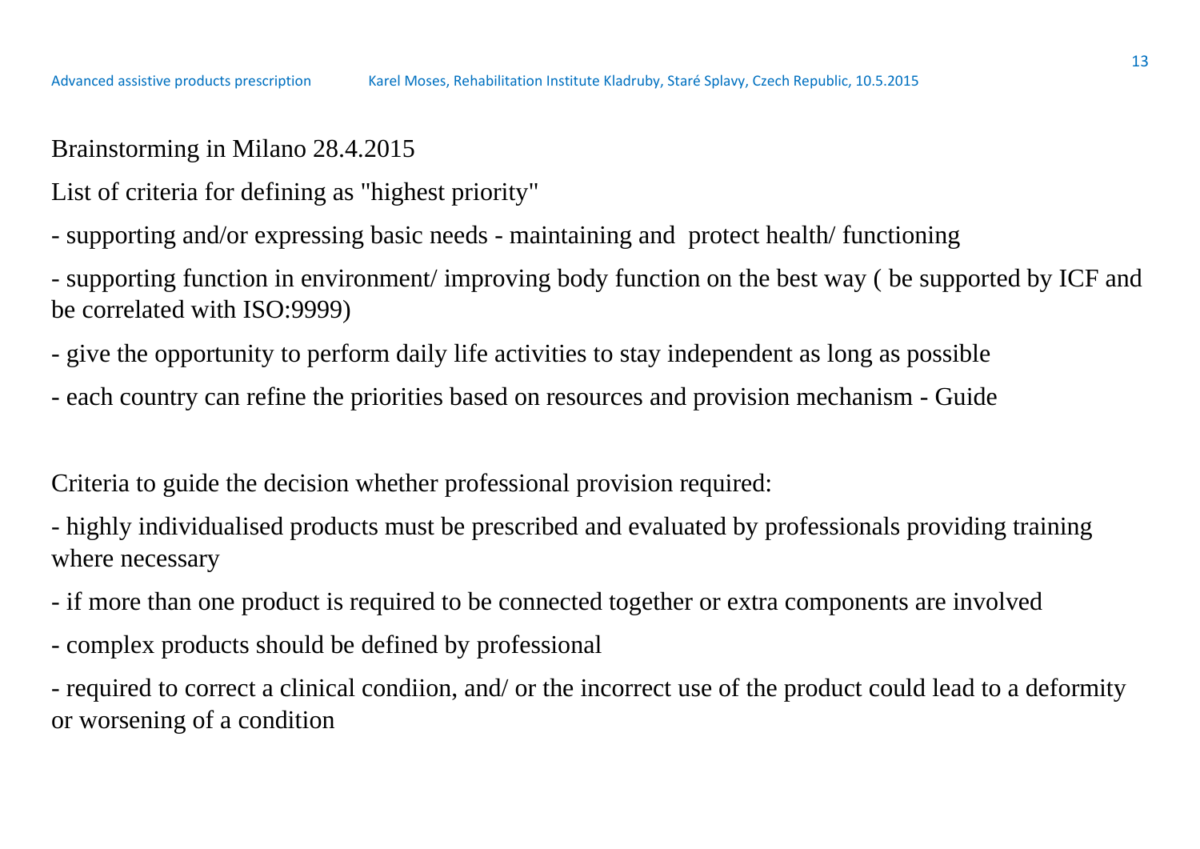Brainstorming in Milano 28.4.2015

List of criteria for defining as "highest priority"

- supporting and/or expressing basic needs - maintaining and  protect health/ functioning
- supporting function in environment/ improving body function on the best way ( be supported by ICF and be correlated with ISO:9999)
- give the opportunity to perform daily life activities to stay independent as long as possible
- each country can refine the priorities based on resources and provision mechanism - Guide

Criteria to guide the decision whether professional provision required:

- highly individualised products must be prescribed and evaluated by professionals providing training where necessary
- if more than one product is required to be connected together or extra components are involved
- complex products should be defined by professional
- required to correct a clinical condiion, and/ or the incorrect use of the product could lead to a deformity or worsening of a condition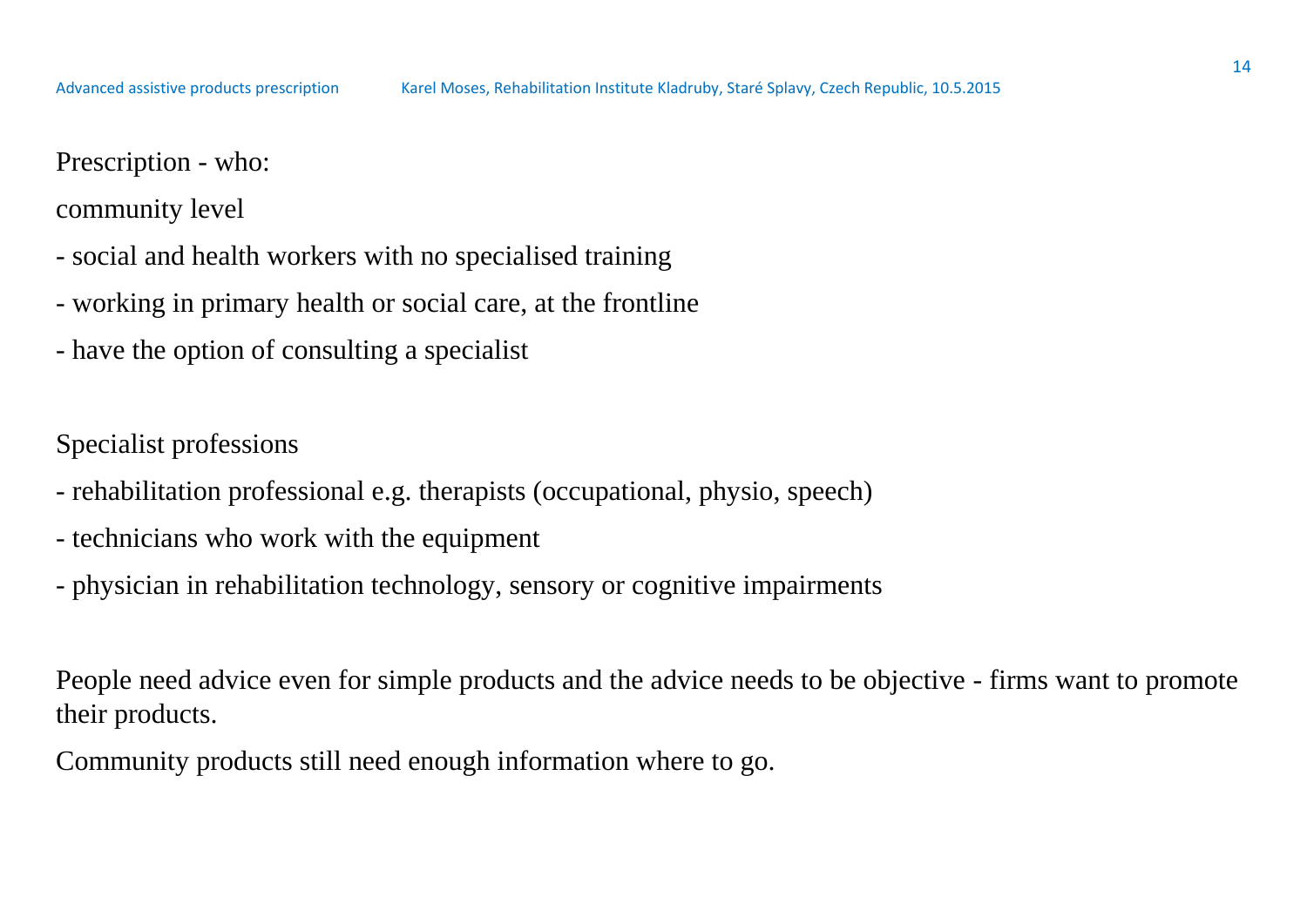Prescription - who:

community level

- social and health workers with no specialised training
- working in primary health or social care, at the frontline
- have the option of consulting a specialist

Specialist professions

- rehabilitation professional e.g. therapists (occupational, physio, speech)
- technicians who work with the equipment
- physician in rehabilitation technology, sensory or cognitive impairments

People need advice even for simple products and the advice needs to be objective - firms want to promote their products.

Community products still need enough information where to go.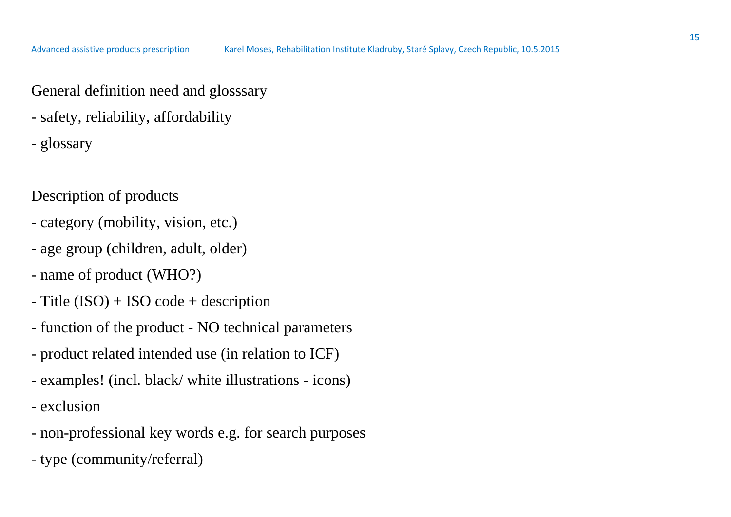General definition need and glosssary

- safety, reliability, affordability
- glossary

Description of products

- category (mobility, vision, etc.)
- age group (children, adult, older)
- name of product (WHO?)
- Title (ISO) + ISO code + description
- function of the product - NO technical parameters
- product related intended use (in relation to ICF)
- examples! (incl. black/ white illustrations - icons)
- exclusion
- non-professional key words e.g. for search purposes
- type (community/referral)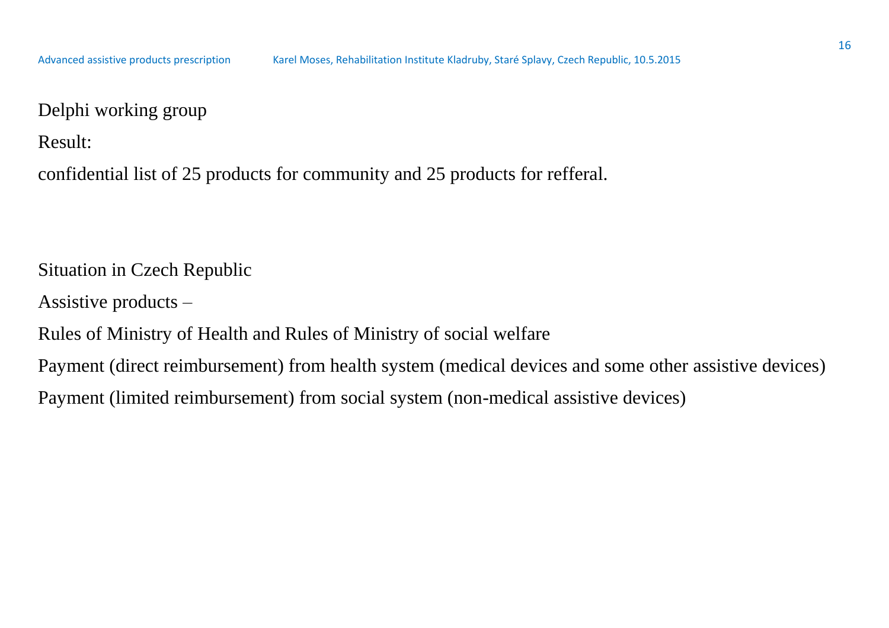Delphi working group

Result:

confidential list of 25 products for community and 25 products for refferal.

Situation in Czech Republic

Assistive products –

Rules of Ministry of Health and Rules of Ministry of social welfare

Payment (direct reimbursement) from health system (medical devices and some other assistive devices)

Payment (limited reimbursement) from social system (non-medical assistive devices)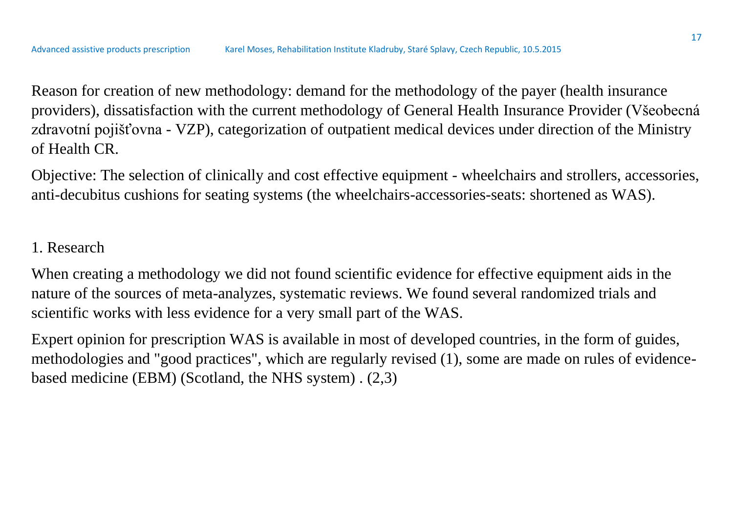Reason for creation of new methodology: demand for the methodology of the payer (health insurance providers), dissatisfaction with the current methodology of General Health Insurance Provider (Všeobecná zdravotní pojišťovna - VZP), categorization of outpatient medical devices under direction of the Ministry of Health CR.

Objective: The selection of clinically and cost effective equipment - wheelchairs and strollers, accessories, anti-decubitus cushions for seating systems (the wheelchairs-accessories-seats: shortened as WAS).

## 1. Research

When creating a methodology we did not found scientific evidence for effective equipment aids in the nature of the sources of meta-analyzes, systematic reviews. We found several randomized trials and scientific works with less evidence for a very small part of the WAS.

Expert opinion for prescription WAS is available in most of developed countries, in the form of guides, methodologies and "good practices", which are regularly revised (1), some are made on rules of evidence-based medicine (EBM) (Scotland, the NHS system) . (2,3)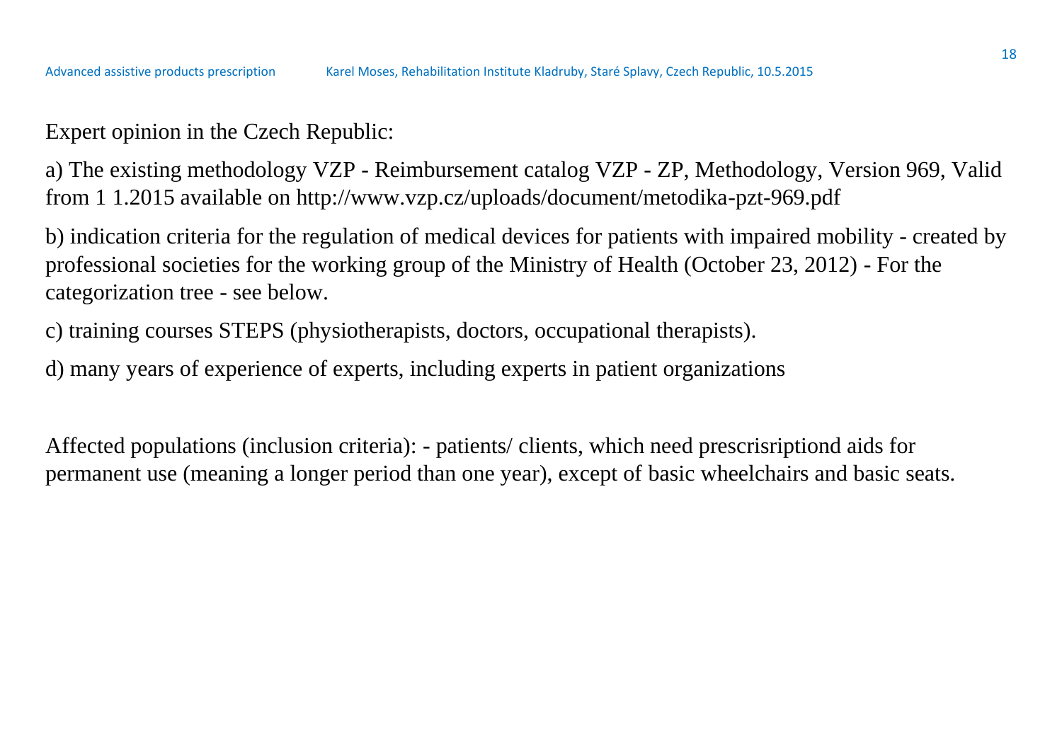Expert opinion in the Czech Republic:

a) The existing methodology VZP - Reimbursement catalog VZP - ZP, Methodology, Version 969, Valid from 1 1.2015 available on http://www.vzp.cz/uploads/document/metodika-pzt-969.pdf

b) indication criteria for the regulation of medical devices for patients with impaired mobility - created by professional societies for the working group of the Ministry of Health (October 23, 2012) - For the categorization tree - see below.

c) training courses STEPS (physiotherapists, doctors, occupational therapists).

d) many years of experience of experts, including experts in patient organizations

Affected populations (inclusion criteria): - patients/ clients, which need prescrisriptiond aids for permanent use (meaning a longer period than one year), except of basic wheelchairs and basic seats.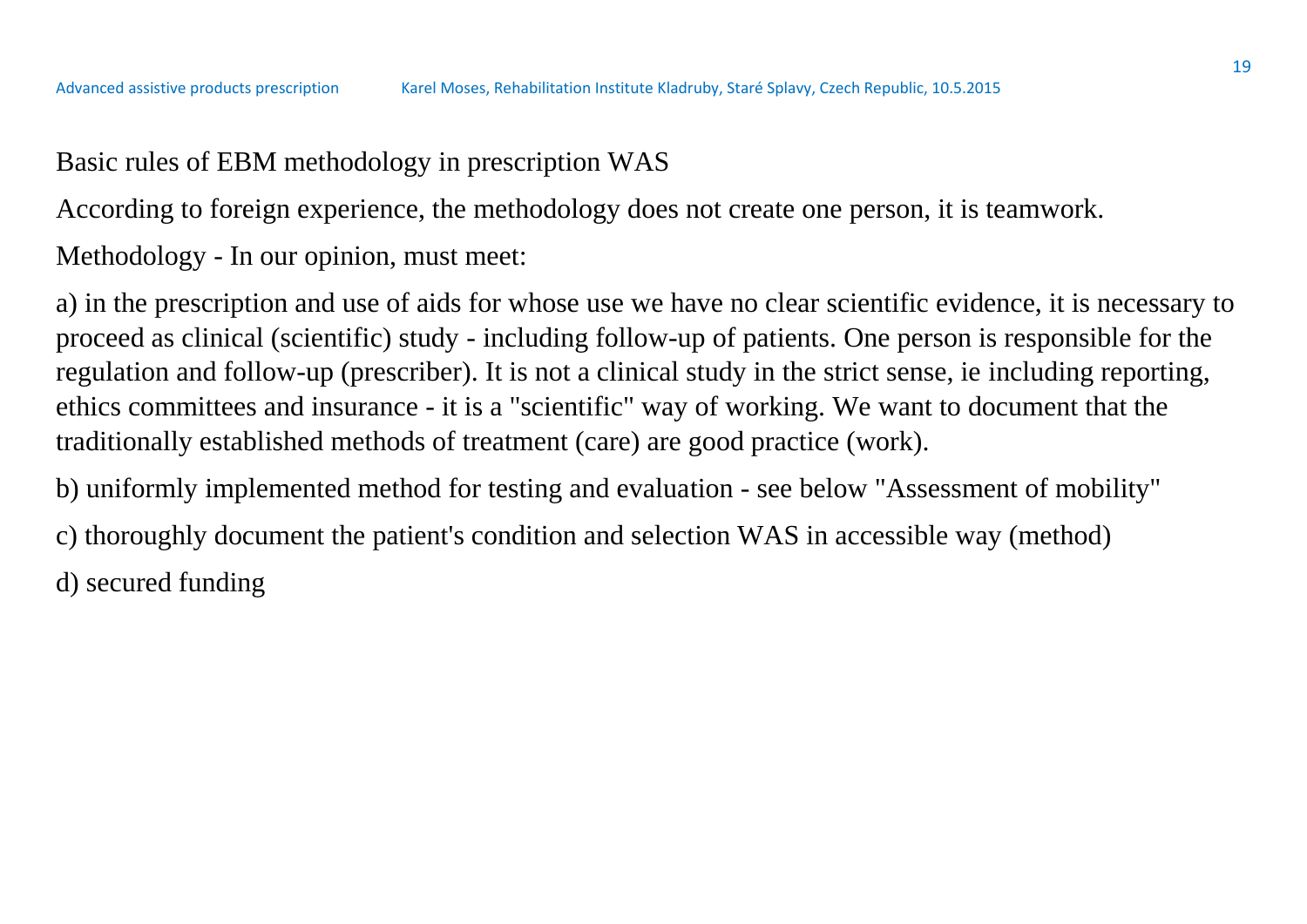Basic rules of EBM methodology in prescription WAS

According to foreign experience, the methodology does not create one person, it is teamwork.

Methodology - In our opinion, must meet:

a) in the prescription and use of aids for whose use we have no clear scientific evidence, it is necessary to proceed as clinical (scientific) study - including follow-up of patients. One person is responsible for the regulation and follow-up (prescriber). It is not a clinical study in the strict sense, ie including reporting, ethics committees and insurance - it is a "scientific" way of working. We want to document that the traditionally established methods of treatment (care) are good practice (work).

b) uniformly implemented method for testing and evaluation - see below "Assessment of mobility"

c) thoroughly document the patient's condition and selection WAS in accessible way (method)

d) secured funding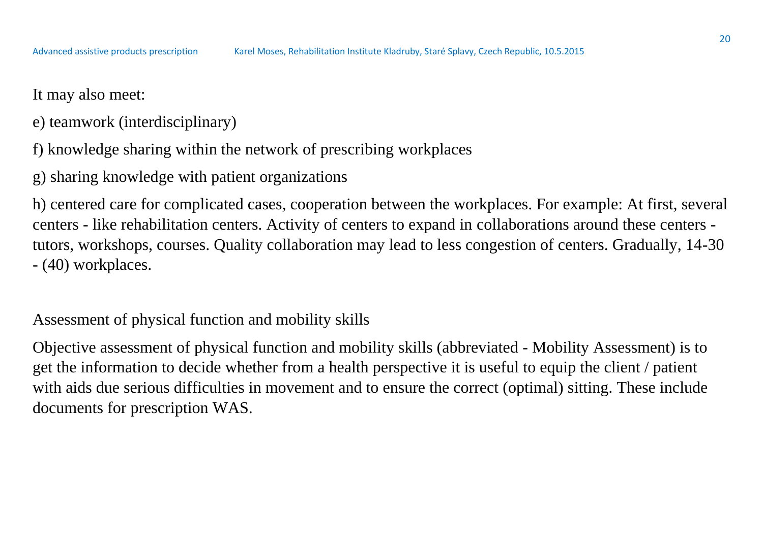It may also meet:

e) teamwork (interdisciplinary)

f) knowledge sharing within the network of prescribing workplaces

g) sharing knowledge with patient organizations

h) centered care for complicated cases, cooperation between the workplaces. For example: At first, several centers - like rehabilitation centers. Activity of centers to expand in collaborations around these centers - tutors, workshops, courses. Quality collaboration may lead to less congestion of centers. Gradually, 14-30 - (40) workplaces.

## Assessment of physical function and mobility skills

Objective assessment of physical function and mobility skills (abbreviated - Mobility Assessment) is to get the information to decide whether from a health perspective it is useful to equip the client / patient with aids due serious difficulties in movement and to ensure the correct (optimal) sitting. These include documents for prescription WAS.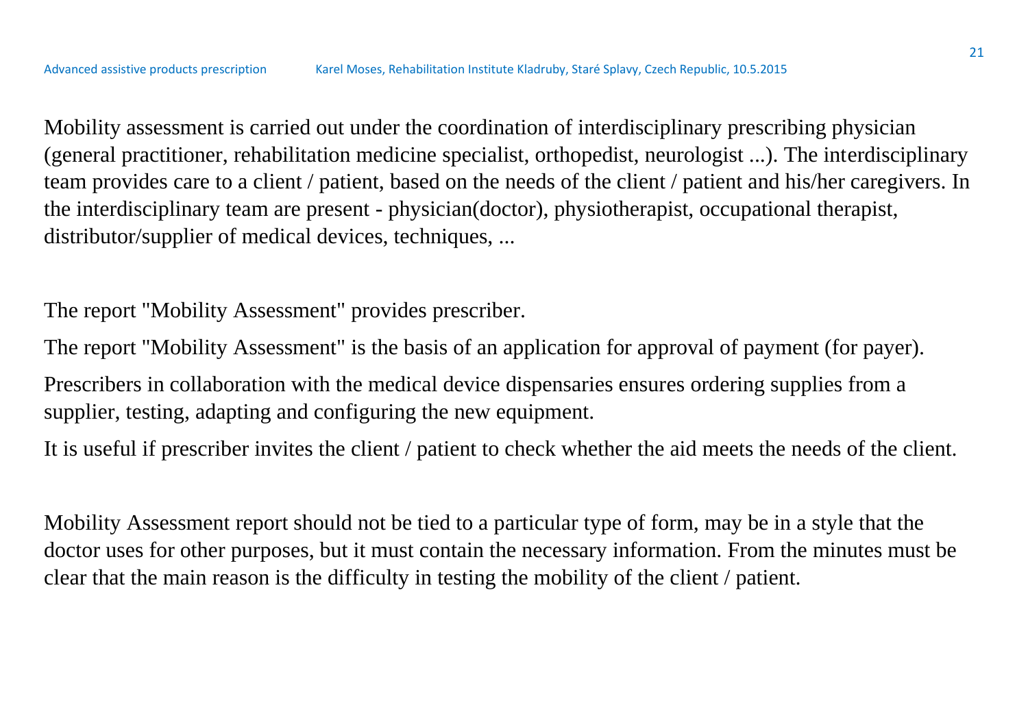Mobility assessment is carried out under the coordination of interdisciplinary prescribing physician (general practitioner, rehabilitation medicine specialist, orthopedist, neurologist ...). The interdisciplinary team provides care to a client / patient, based on the needs of the client / patient and his/her caregivers. In the interdisciplinary team are present - physician(doctor), physiotherapist, occupational therapist, distributor/supplier of medical devices, techniques, ...

The report "Mobility Assessment" provides prescriber.

The report "Mobility Assessment" is the basis of an application for approval of payment (for payer).

Prescribers in collaboration with the medical device dispensaries ensures ordering supplies from a supplier, testing, adapting and configuring the new equipment.

It is useful if prescriber invites the client / patient to check whether the aid meets the needs of the client.

Mobility Assessment report should not be tied to a particular type of form, may be in a style that the doctor uses for other purposes, but it must contain the necessary information. From the minutes must be clear that the main reason is the difficulty in testing the mobility of the client / patient.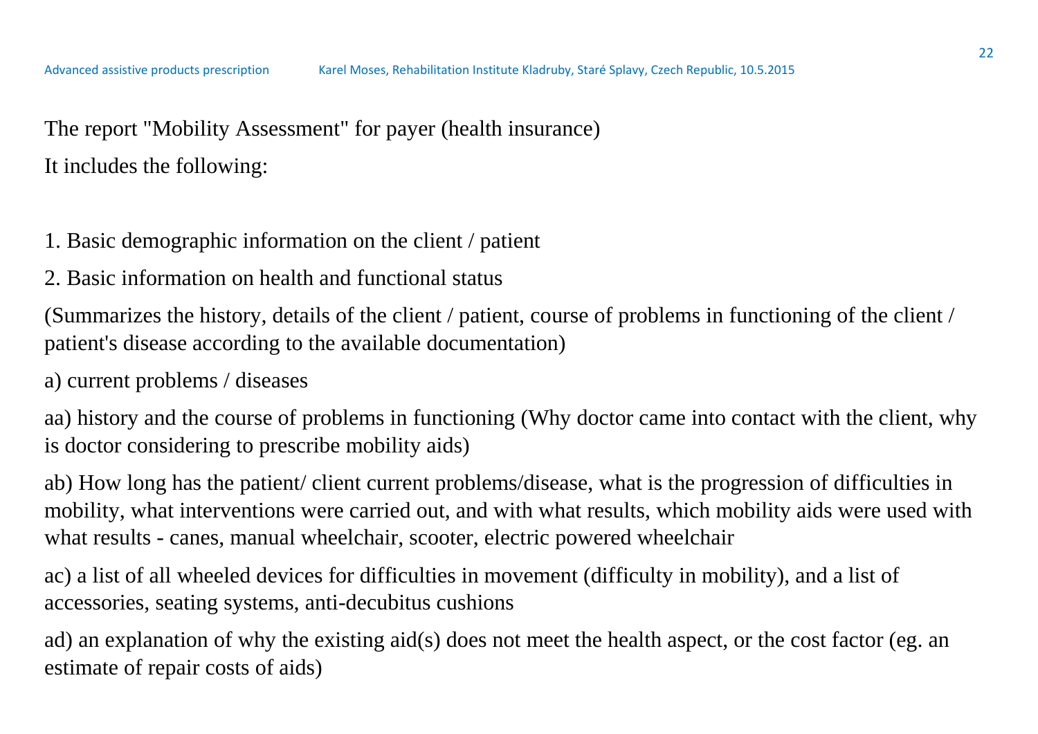The report "Mobility Assessment" for payer (health insurance)

It includes the following:

1. Basic demographic information on the client / patient
2. Basic information on health and functional status

(Summarizes the history, details of the client / patient, course of problems in functioning of the client / patient's disease according to the available documentation)

a) current problems / diseases

aa) history and the course of problems in functioning (Why doctor came into contact with the client, why is doctor considering to prescribe mobility aids)

ab) How long has the patient/ client current problems/disease, what is the progression of difficulties in mobility, what interventions were carried out, and with what results, which mobility aids were used with what results - canes, manual wheelchair, scooter, electric powered wheelchair

ac) a list of all wheeled devices for difficulties in movement (difficulty in mobility), and a list of accessories, seating systems, anti-decubitus cushions

ad) an explanation of why the existing aid(s) does not meet the health aspect, or the cost factor (eg. an estimate of repair costs of aids)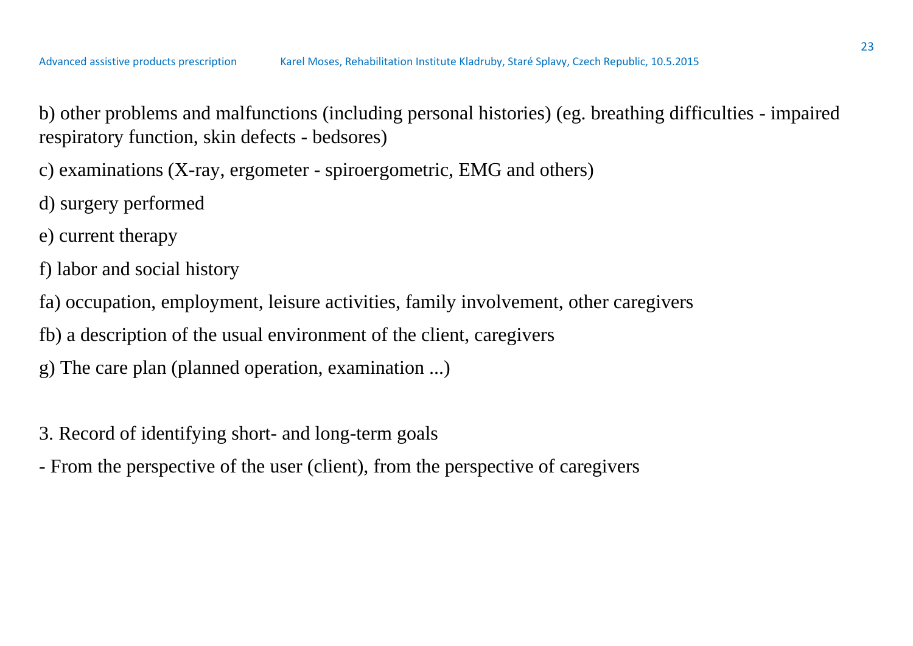b) other problems and malfunctions (including personal histories) (eg. breathing difficulties - impaired respiratory function, skin defects - bedsores)

c) examinations (X-ray, ergometer - spiroergometric, EMG and others)

d) surgery performed

e) current therapy

f) labor and social history

fa) occupation, employment, leisure activities, family involvement, other caregivers

fb) a description of the usual environment of the client, caregivers

g) The care plan (planned operation, examination ...)

3. Record of identifying short- and long-term goals

- From the perspective of the user (client), from the perspective of caregivers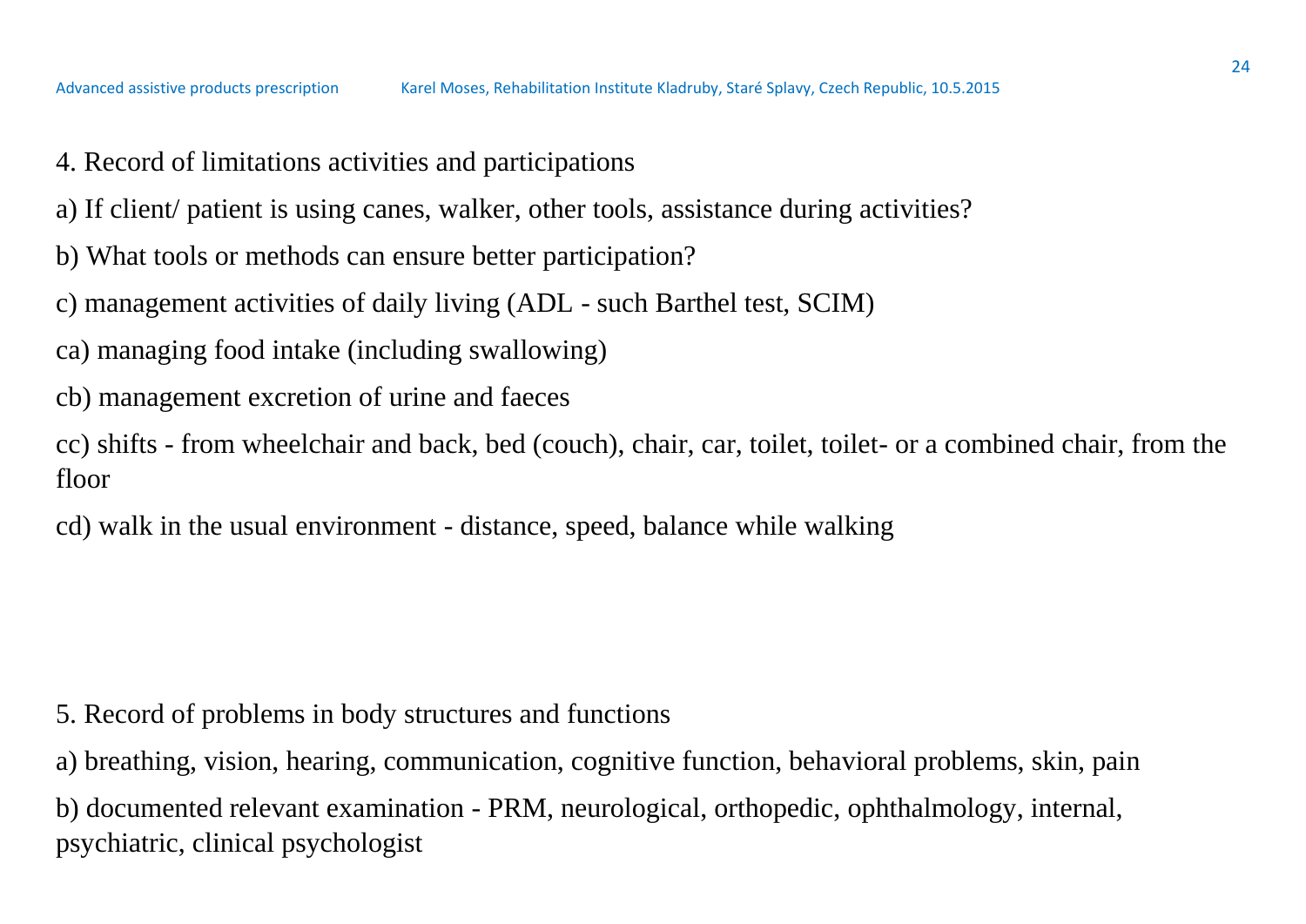4. Record of limitations activities and participations

a) If client/ patient is using canes, walker, other tools, assistance during activities?

b) What tools or methods can ensure better participation?

c) management activities of daily living (ADL - such Barthel test, SCIM)

ca) managing food intake (including swallowing)

cb) management excretion of urine and faeces

cc) shifts - from wheelchair and back, bed (couch), chair, car, toilet, toilet- or a combined chair, from the floor

cd) walk in the usual environment - distance, speed, balance while walking

5. Record of problems in body structures and functions

a) breathing, vision, hearing, communication, cognitive function, behavioral problems, skin, pain

b) documented relevant examination - PRM, neurological, orthopedic, ophthalmology, internal, psychiatric, clinical psychologist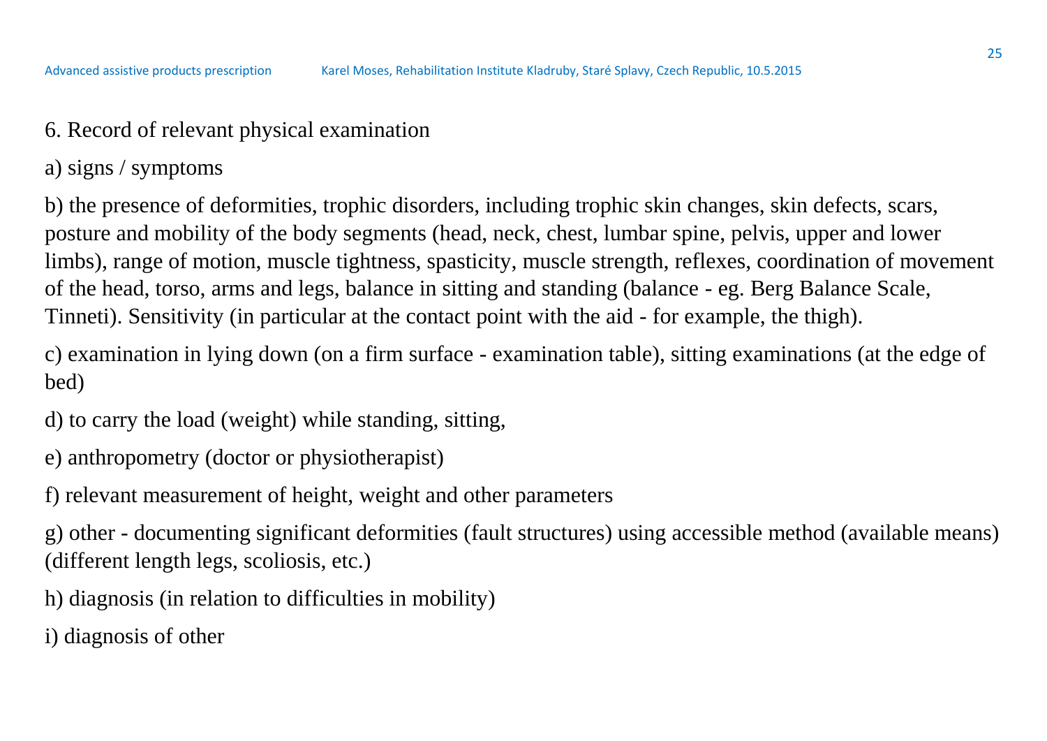6. Record of relevant physical examination

a) signs / symptoms

b) the presence of deformities, trophic disorders, including trophic skin changes, skin defects, scars, posture and mobility of the body segments (head, neck, chest, lumbar spine, pelvis, upper and lower limbs), range of motion, muscle tightness, spasticity, muscle strength, reflexes, coordination of movement of the head, torso, arms and legs, balance in sitting and standing (balance - eg. Berg Balance Scale, Tinneti). Sensitivity (in particular at the contact point with the aid - for example, the thigh).

c) examination in lying down (on a firm surface - examination table), sitting examinations (at the edge of bed)

d) to carry the load (weight) while standing, sitting,

e) anthropometry (doctor or physiotherapist)

f) relevant measurement of height, weight and other parameters

g) other - documenting significant deformities (fault structures) using accessible method (available means) (different length legs, scoliosis, etc.)

h) diagnosis (in relation to difficulties in mobility)

i) diagnosis of other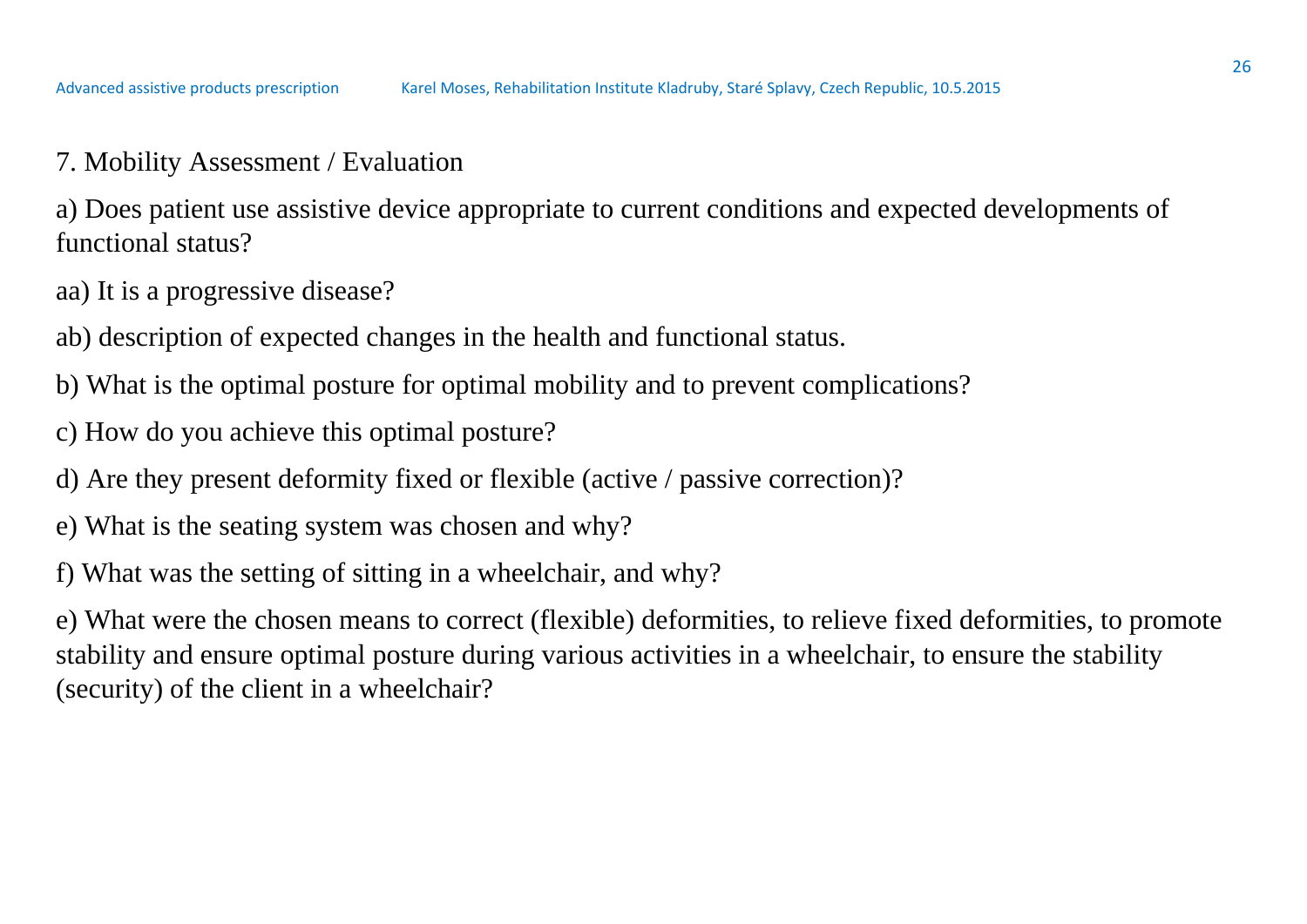## 7. Mobility Assessment / Evaluation

a) Does patient use assistive device appropriate to current conditions and expected developments of functional status?

aa) It is a progressive disease?

ab) description of expected changes in the health and functional status.

b) What is the optimal posture for optimal mobility and to prevent complications?

c) How do you achieve this optimal posture?

d) Are they present deformity fixed or flexible (active / passive correction)?

e) What is the seating system was chosen and why?

f) What was the setting of sitting in a wheelchair, and why?

e) What were the chosen means to correct (flexible) deformities, to relieve fixed deformities, to promote stability and ensure optimal posture during various activities in a wheelchair, to ensure the stability (security) of the client in a wheelchair?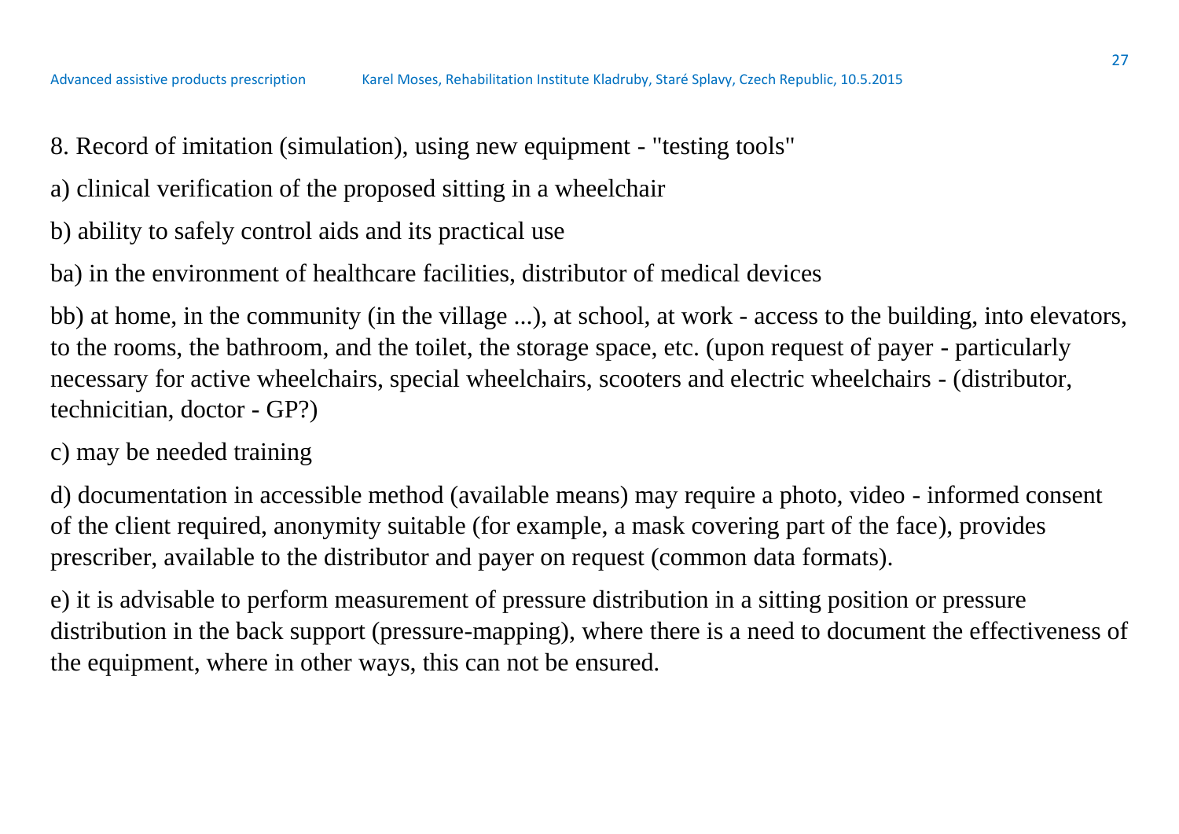8. Record of imitation (simulation), using new equipment - "testing tools"

a) clinical verification of the proposed sitting in a wheelchair

b) ability to safely control aids and its practical use

ba) in the environment of healthcare facilities, distributor of medical devices

bb) at home, in the community (in the village ...), at school, at work - access to the building, into elevators, to the rooms, the bathroom, and the toilet, the storage space, etc. (upon request of payer - particularly necessary for active wheelchairs, special wheelchairs, scooters and electric wheelchairs - (distributor, technicitian, doctor - GP?)

c) may be needed training

d) documentation in accessible method (available means) may require a photo, video - informed consent of the client required, anonymity suitable (for example, a mask covering part of the face), provides prescriber, available to the distributor and payer on request (common data formats).

e) it is advisable to perform measurement of pressure distribution in a sitting position or pressure distribution in the back support (pressure-mapping), where there is a need to document the effectiveness of the equipment, where in other ways, this can not be ensured.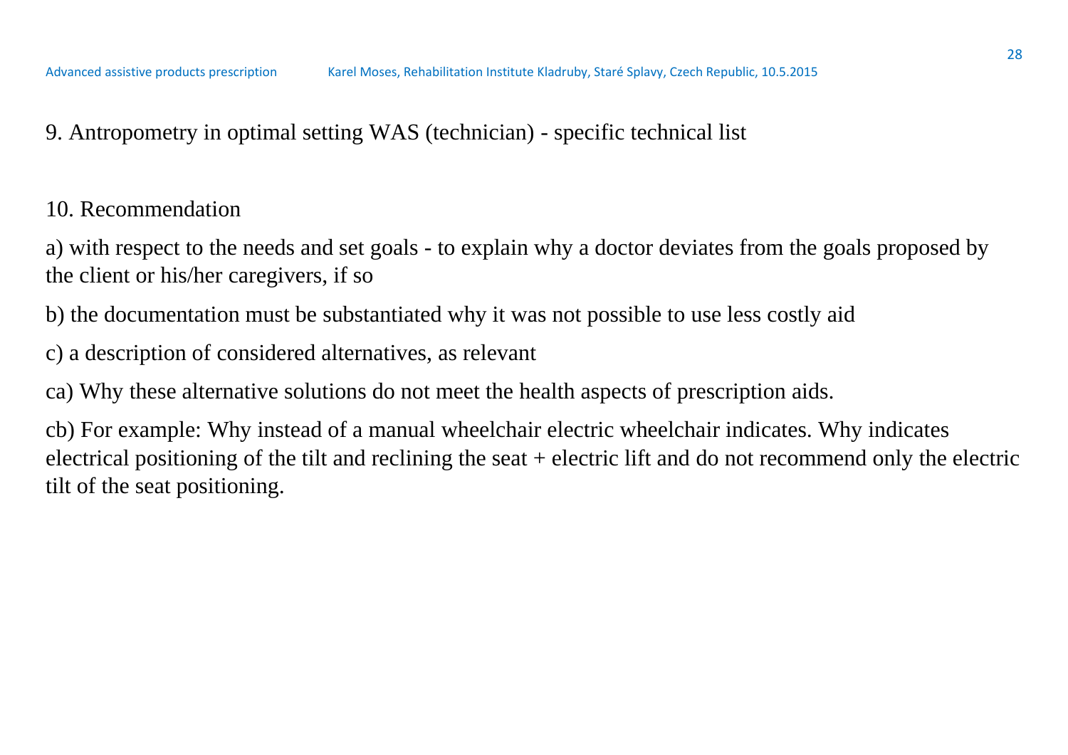9. Antropometry in optimal setting WAS (technician) - specific technical list

10. Recommendation

a) with respect to the needs and set goals - to explain why a doctor deviates from the goals proposed by the client or his/her caregivers, if so

b) the documentation must be substantiated why it was not possible to use less costly aid

c) a description of considered alternatives, as relevant

ca) Why these alternative solutions do not meet the health aspects of prescription aids.

cb) For example: Why instead of a manual wheelchair electric wheelchair indicates. Why indicates electrical positioning of the tilt and reclining the seat + electric lift and do not recommend only the electric tilt of the seat positioning.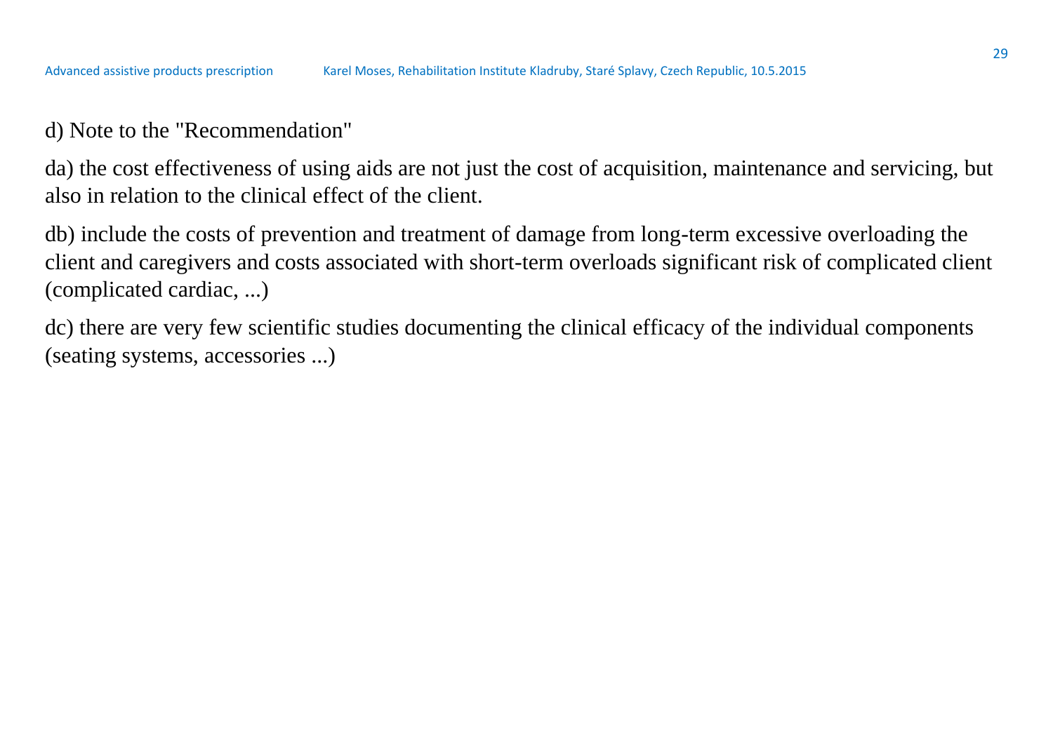d) Note to the "Recommendation"

da) the cost effectiveness of using aids are not just the cost of acquisition, maintenance and servicing, but also in relation to the clinical effect of the client.

db) include the costs of prevention and treatment of damage from long-term excessive overloading the client and caregivers and costs associated with short-term overloads significant risk of complicated client (complicated cardiac, ...)

dc) there are very few scientific studies documenting the clinical efficacy of the individual components (seating systems, accessories ...)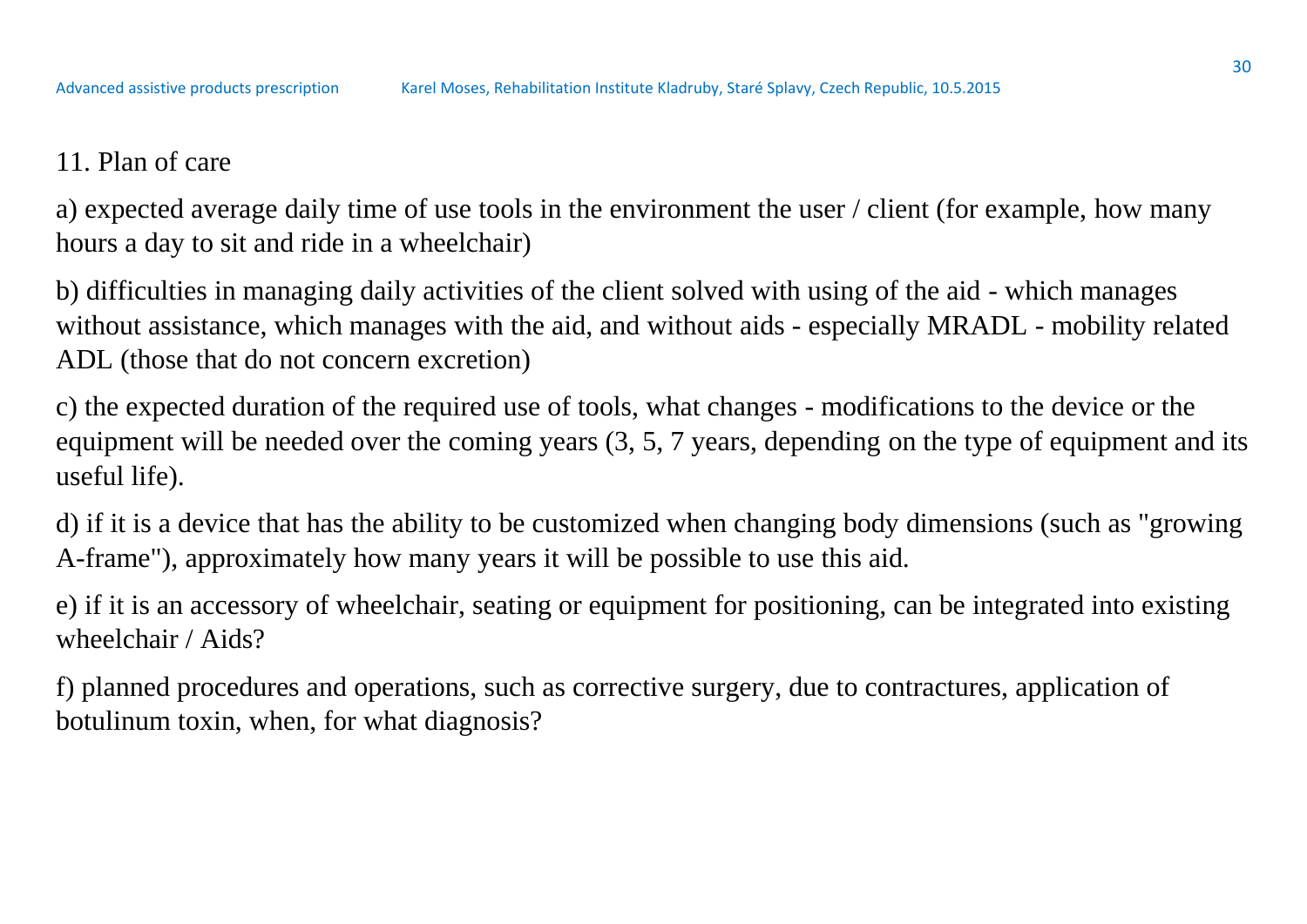11. Plan of care

a) expected average daily time of use tools in the environment the user / client (for example, how many hours a day to sit and ride in a wheelchair)

b) difficulties in managing daily activities of the client solved with using of the aid - which manages without assistance, which manages with the aid, and without aids - especially MRADL - mobility related ADL (those that do not concern excretion)

c) the expected duration of the required use of tools, what changes - modifications to the device or the equipment will be needed over the coming years (3, 5, 7 years, depending on the type of equipment and its useful life).

d) if it is a device that has the ability to be customized when changing body dimensions (such as "growing A-frame"), approximately how many years it will be possible to use this aid.

e) if it is an accessory of wheelchair, seating or equipment for positioning, can be integrated into existing wheelchair / Aids?

f) planned procedures and operations, such as corrective surgery, due to contractures, application of botulinum toxin, when, for what diagnosis?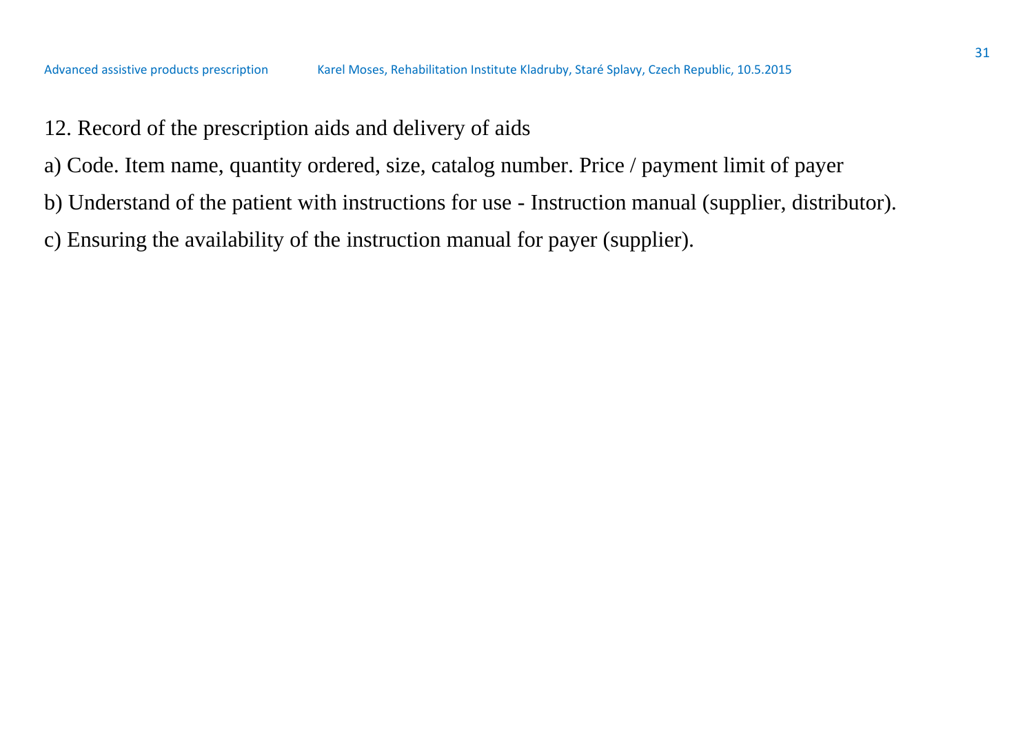12. Record of the prescription aids and delivery of aids

a) Code. Item name, quantity ordered, size, catalog number. Price / payment limit of payer

b) Understand of the patient with instructions for use - Instruction manual (supplier, distributor).

c) Ensuring the availability of the instruction manual for payer (supplier).